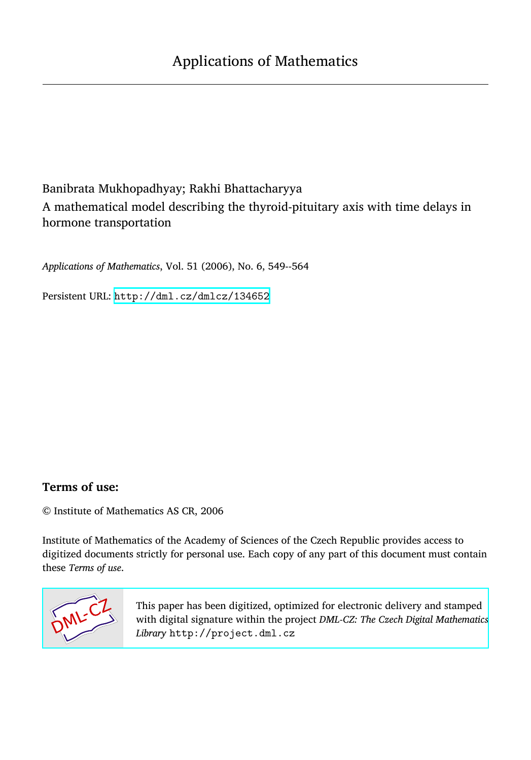# Applications of Mathematics

Banibrata Mukhopadhyay; Rakhi Bhattacharyya

A mathematical model describing the thyroid-pituitary axis with time delays in hormone transportation

*Applications of Mathematics*, Vol. 51 (2006), No. 6, 549--564

Persistent URL: http://dml.cz/dmlcz/134652

## Terms of use:

© Institute of Mathematics AS CR, 2006

Institute of Mathematics of the Academy of Sciences of the Czech Republic provides access to digitized documents strictly for personal use. Each copy of any part of this document must contain these *Terms of use*.

This paper has been digitized, optimized for electronic delivery and stamped with digital signature within the project *DML-CZ: The Czech Digital Mathematics Library* http://project.dml.cz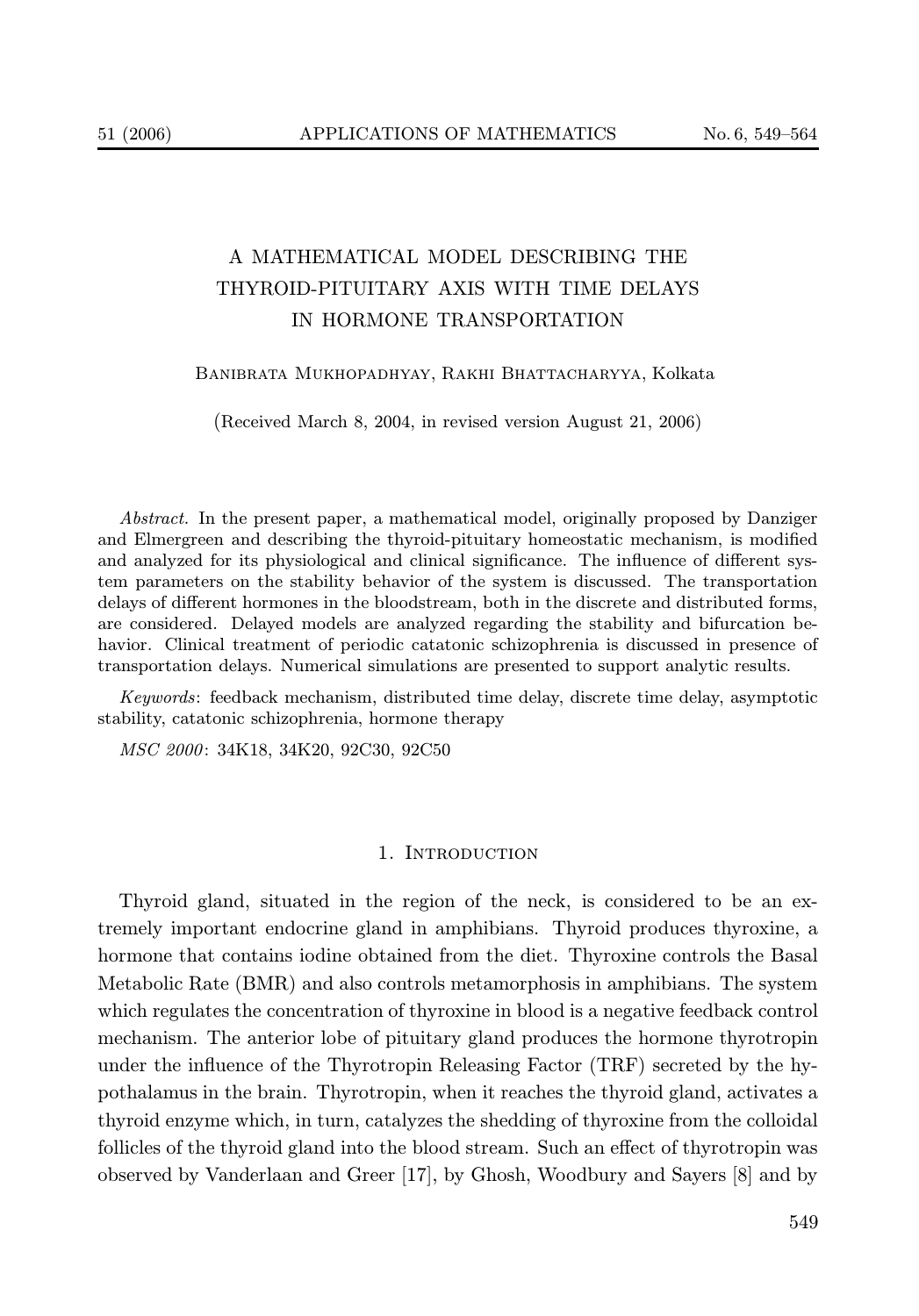# A MATHEMATICAL MODEL DESCRIBING THE THYROID-PITUITARY AXIS WITH TIME DELAYS IN HORMONE TRANSPORTATION

Banibrata Mukhopadhyay, Rakhi Bhattacharyya, Kolkata

(Received March 8, 2004, in revised version August 21, 2006)

*Abstract.* In the present paper, a mathematical model, originally proposed by Danziger and Elmergreen and describing the thyroid-pituitary homeostatic mechanism, is modified and analyzed for its physiological and clinical significance. The influence of different system parameters on the stability behavior of the system is discussed. The transportation delays of different hormones in the bloodstream, both in the discrete and distributed forms, are considered. Delayed models are analyzed regarding the stability and bifurcation behavior. Clinical treatment of periodic catatonic schizophrenia is discussed in presence of transportation delays. Numerical simulations are presented to support analytic results.

*Keywords*: feedback mechanism, distributed time delay, discrete time delay, asymptotic stability, catatonic schizophrenia, hormone therapy

*MSC 2000*: 34K18, 34K20, 92C30, 92C50

## 1. Introduction

Thyroid gland, situated in the region of the neck, is considered to be an extremely important endocrine gland in amphibians. Thyroid produces thyroxine, a hormone that contains iodine obtained from the diet. Thyroxine controls the Basal Metabolic Rate (BMR) and also controls metamorphosis in amphibians. The system which regulates the concentration of thyroxine in blood is a negative feedback control mechanism. The anterior lobe of pituitary gland produces the hormone thyrotropin under the influence of the Thyrotropin Releasing Factor (TRF) secreted by the hypothalamus in the brain. Thyrotropin, when it reaches the thyroid gland, activates a thyroid enzyme which, in turn, catalyzes the shedding of thyroxine from the colloidal follicles of the thyroid gland into the blood stream. Such an effect of thyrotropin was observed by Vanderlaan and Greer [17], by Ghosh, Woodbury and Sayers [8] and by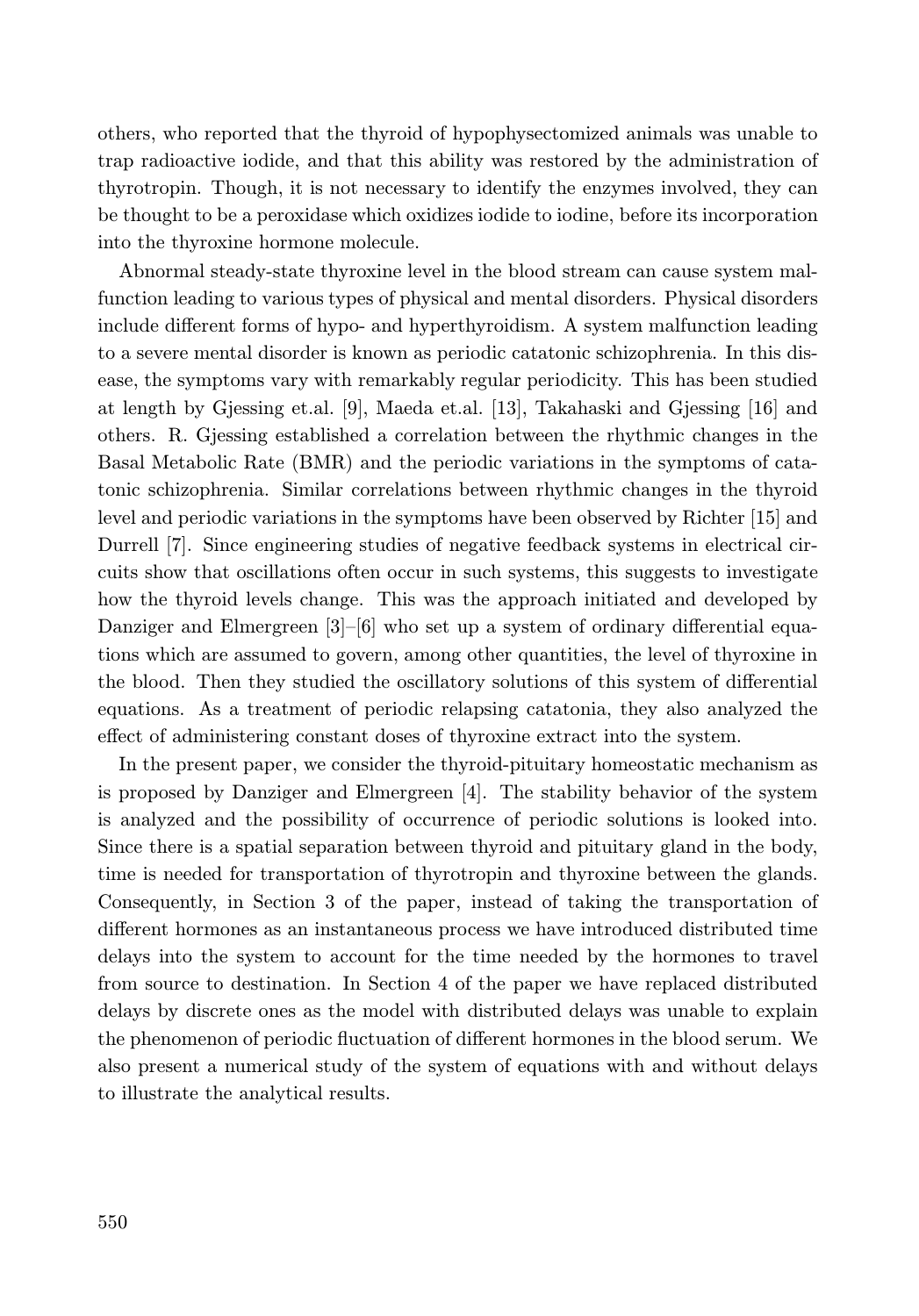others, who reported that the thyroid of hypophysectomized animals was unable to trap radioactive iodide, and that this ability was restored by the administration of thyrotropin. Though, it is not necessary to identify the enzymes involved, they can be thought to be a peroxidase which oxidizes iodide to iodine, before its incorporation into the thyroxine hormone molecule.

Abnormal steady-state thyroxine level in the blood stream can cause system malfunction leading to various types of physical and mental disorders. Physical disorders include different forms of hypo- and hyperthyroidism. A system malfunction leading to a severe mental disorder is known as periodic catatonic schizophrenia. In this disease, the symptoms vary with remarkably regular periodicity. This has been studied at length by Gjessing et.al. [9], Maeda et.al. [13], Takahaski and Gjessing [16] and others. R. Gjessing established a correlation between the rhythmic changes in the Basal Metabolic Rate (BMR) and the periodic variations in the symptoms of catatonic schizophrenia. Similar correlations between rhythmic changes in the thyroid level and periodic variations in the symptoms have been observed by Richter [15] and Durrell [7]. Since engineering studies of negative feedback systems in electrical circuits show that oscillations often occur in such systems, this suggests to investigate how the thyroid levels change. This was the approach initiated and developed by Danziger and Elmergreen [3]–[6] who set up a system of ordinary differential equations which are assumed to govern, among other quantities, the level of thyroxine in the blood. Then they studied the oscillatory solutions of this system of differential equations. As a treatment of periodic relapsing catatonia, they also analyzed the effect of administering constant doses of thyroxine extract into the system.

In the present paper, we consider the thyroid-pituitary homeostatic mechanism as is proposed by Danziger and Elmergreen [4]. The stability behavior of the system is analyzed and the possibility of occurrence of periodic solutions is looked into. Since there is a spatial separation between thyroid and pituitary gland in the body, time is needed for transportation of thyrotropin and thyroxine between the glands. Consequently, in Section 3 of the paper, instead of taking the transportation of different hormones as an instantaneous process we have introduced distributed time delays into the system to account for the time needed by the hormones to travel from source to destination. In Section 4 of the paper we have replaced distributed delays by discrete ones as the model with distributed delays was unable to explain the phenomenon of periodic fluctuation of different hormones in the blood serum. We also present a numerical study of the system of equations with and without delays to illustrate the analytical results.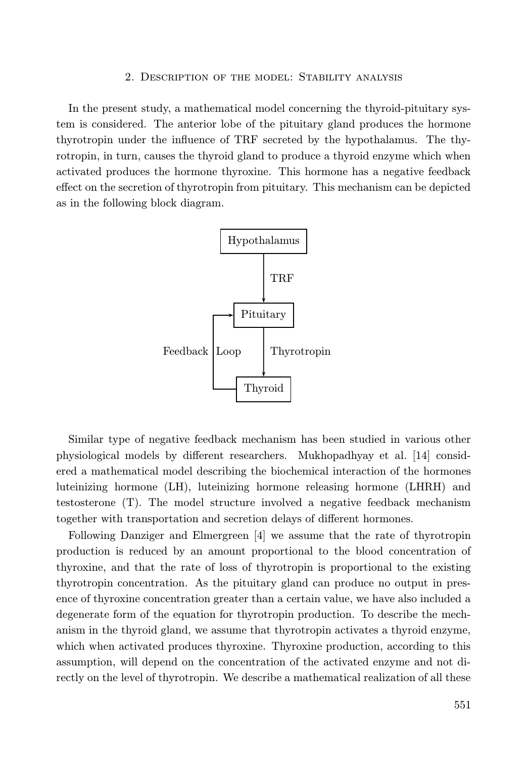## 2. Description of the model: Stability analysis

In the present study, a mathematical model concerning the thyroid-pituitary system is considered. The anterior lobe of the pituitary gland produces the hormone thyrotropin under the influence of TRF secreted by the hypothalamus. The thyrotropin, in turn, causes the thyroid gland to produce a thyroid enzyme which when activated produces the hormone thyroxine. This hormone has a negative feedback effect on the secretion of thyrotropin from pituitary. This mechanism can be depicted as in the following block diagram.

```
        Hypothalamus
             |
             | TRF
             v
  +------> Pituitary
  |          |
Feedback Loop| Thyrotropin
  |          v
  +------- Thyroid
```

Similar type of negative feedback mechanism has been studied in various other physiological models by different researchers. Mukhopadhyay et al. [14] considered a mathematical model describing the biochemical interaction of the hormones luteinizing hormone (LH), luteinizing hormone releasing hormone (LHRH) and testosterone (T). The model structure involved a negative feedback mechanism together with transportation and secretion delays of different hormones.

Following Danziger and Elmergreen [4] we assume that the rate of thyrotropin production is reduced by an amount proportional to the blood concentration of thyroxine, and that the rate of loss of thyrotropin is proportional to the existing thyrotropin concentration. As the pituitary gland can produce no output in presence of thyroxine concentration greater than a certain value, we have also included a degenerate form of the equation for thyrotropin production. To describe the mechanism in the thyroid gland, we assume that thyrotropin activates a thyroid enzyme, which when activated produces thyroxine. Thyroxine production, according to this assumption, will depend on the concentration of the activated enzyme and not directly on the level of thyrotropin. We describe a mathematical realization of all these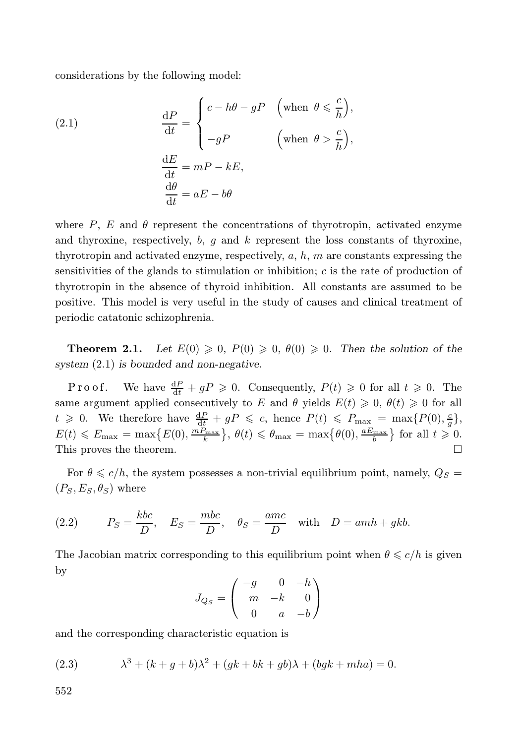considerations by the following model:

$$
\tag{2.1}
\begin{aligned}
\frac{\mathrm{d}P}{\mathrm{d}t} &= \begin{cases} c - h\theta - gP & \Bigl(\text{when } \theta \leqslant \dfrac{c}{h}\Bigr), \\ -gP & \Bigl(\text{when } \theta > \dfrac{c}{h}\Bigr), \end{cases} \\
\frac{\mathrm{d}E}{\mathrm{d}t} &= mP - kE, \\
\frac{\mathrm{d}\theta}{\mathrm{d}t} &= aE - b\theta
\end{aligned}
$$

where $P$, $E$ and $\theta$ represent the concentrations of thyrotropin, activated enzyme and thyroxine, respectively, $b$, $g$ and $k$ represent the loss constants of thyroxine, thyrotropin and activated enzyme, respectively, $a$, $h$, $m$ are constants expressing the sensitivities of the glands to stimulation or inhibition; $c$ is the rate of production of thyrotropin in the absence of thyroid inhibition. All constants are assumed to be positive. This model is very useful in the study of causes and clinical treatment of periodic catatonic schizophrenia.

**Theorem 2.1.** *Let $E(0) \geqslant 0$, $P(0) \geqslant 0$, $\theta(0) \geqslant 0$. Then the solution of the system* (2.1) *is bounded and non-negative.*

P r o o f. We have $\frac{\mathrm{d}P}{\mathrm{d}t} + gP \geqslant 0$. Consequently, $P(t) \geqslant 0$ for all $t \geqslant 0$. The same argument applied consecutively to $E$ and $\theta$ yields $E(t) \geqslant 0$, $\theta(t) \geqslant 0$ for all $t \geqslant 0$. We therefore have $\frac{\mathrm{d}P}{\mathrm{d}t} + gP \leqslant c$, hence $P(t) \leqslant P_{\max} = \max\{P(0), \frac{c}{g}\}$, $E(t) \leqslant E_{\max} = \max\bigl\{E(0), \frac{mP_{\max}}{k}\bigr\}$, $\theta(t) \leqslant \theta_{\max} = \max\bigl\{\theta(0), \frac{aE_{\max}}{b}\bigr\}$ for all $t \geqslant 0$. This proves the theorem. □

For $\theta \leqslant c/h$, the system possesses a non-trivial equilibrium point, namely, $Q_S = (P_S, E_S, \theta_S)$ where

$$
\tag{2.2}
P_S = \frac{kbc}{D}, \quad E_S = \frac{mbc}{D}, \quad \theta_S = \frac{amc}{D} \quad \text{with} \quad D = amh + gkb.
$$

The Jacobian matrix corresponding to this equilibrium point when $\theta \leqslant c/h$ is given by

$$
J_{Q_S} = \begin{pmatrix} -g & 0 & -h \\ m & -k & 0 \\ 0 & a & -b \end{pmatrix}
$$

and the corresponding characteristic equation is

$$
\tag{2.3}
\lambda^3 + (k + g + b)\lambda^2 + (gk + bk + gb)\lambda + (bgk + mha) = 0.
$$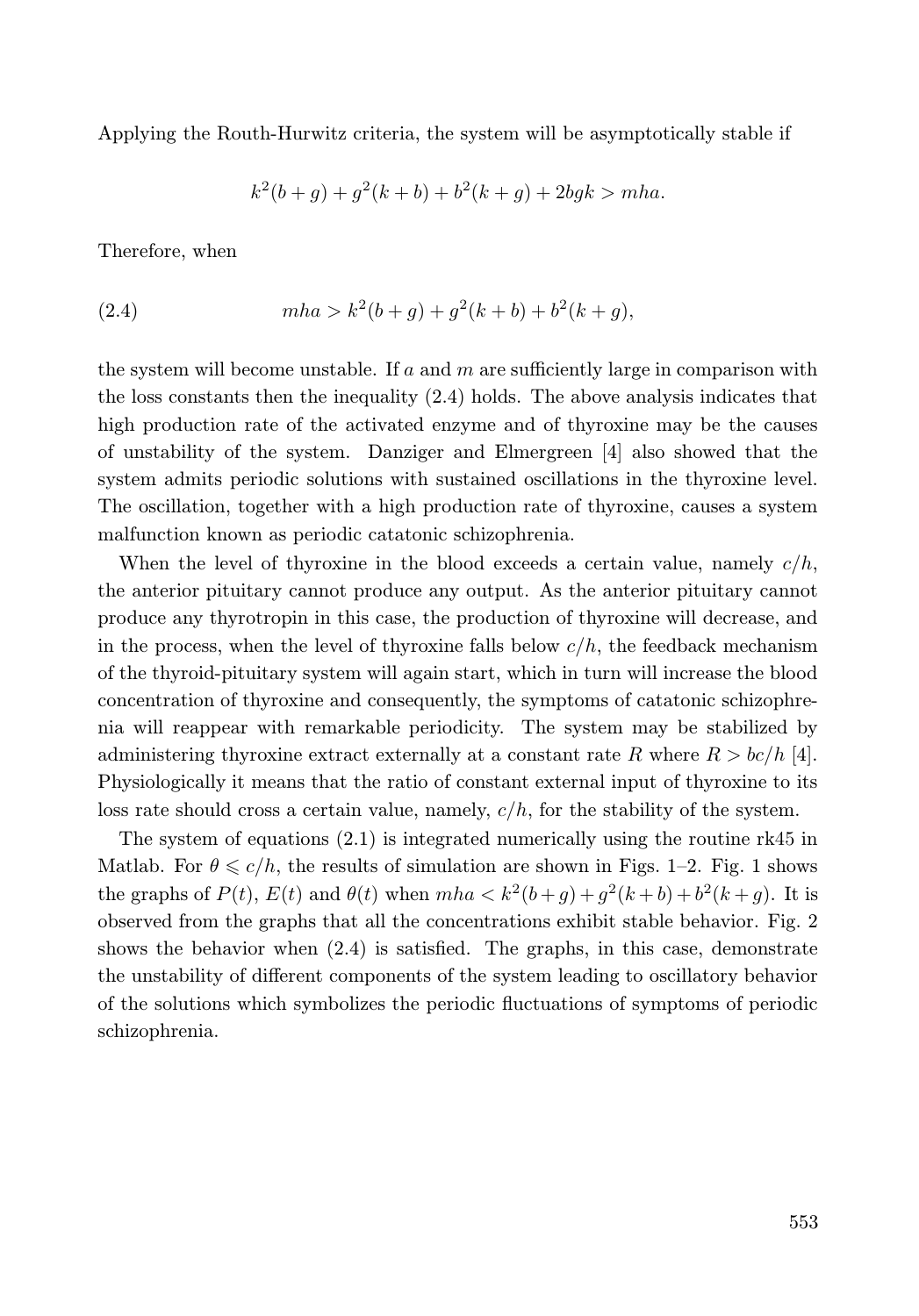Applying the Routh-Hurwitz criteria, the system will be asymptotically stable if

$$k^2(b+g)+g^2(k+b)+b^2(k+g)+2bgk > mha.$$

Therefore, when

$$mha > k^2(b+g)+g^2(k+b)+b^2(k+g), \tag{2.4}$$

the system will become unstable. If $a$ and $m$ are sufficiently large in comparison with the loss constants then the inequality (2.4) holds. The above analysis indicates that high production rate of the activated enzyme and of thyroxine may be the causes of unstability of the system. Danziger and Elmergreen [4] also showed that the system admits periodic solutions with sustained oscillations in the thyroxine level. The oscillation, together with a high production rate of thyroxine, causes a system malfunction known as periodic catatonic schizophrenia.

When the level of thyroxine in the blood exceeds a certain value, namely $c/h$, the anterior pituitary cannot produce any output. As the anterior pituitary cannot produce any thyrotropin in this case, the production of thyroxine will decrease, and in the process, when the level of thyroxine falls below $c/h$, the feedback mechanism of the thyroid-pituitary system will again start, which in turn will increase the blood concentration of thyroxine and consequently, the symptoms of catatonic schizophrenia will reappear with remarkable periodicity. The system may be stabilized by administering thyroxine extract externally at a constant rate $R$ where $R > bc/h$ [4]. Physiologically it means that the ratio of constant external input of thyroxine to its loss rate should cross a certain value, namely, $c/h$, for the stability of the system.

The system of equations (2.1) is integrated numerically using the routine rk45 in Matlab. For $\theta \leqslant c/h$, the results of simulation are shown in Figs. 1–2. Fig. 1 shows the graphs of $P(t)$, $E(t)$ and $\theta(t)$ when $mha < k^2(b+g)+g^2(k+b)+b^2(k+g)$. It is observed from the graphs that all the concentrations exhibit stable behavior. Fig. 2 shows the behavior when (2.4) is satisfied. The graphs, in this case, demonstrate the unstability of different components of the system leading to oscillatory behavior of the solutions which symbolizes the periodic fluctuations of symptoms of periodic schizophrenia.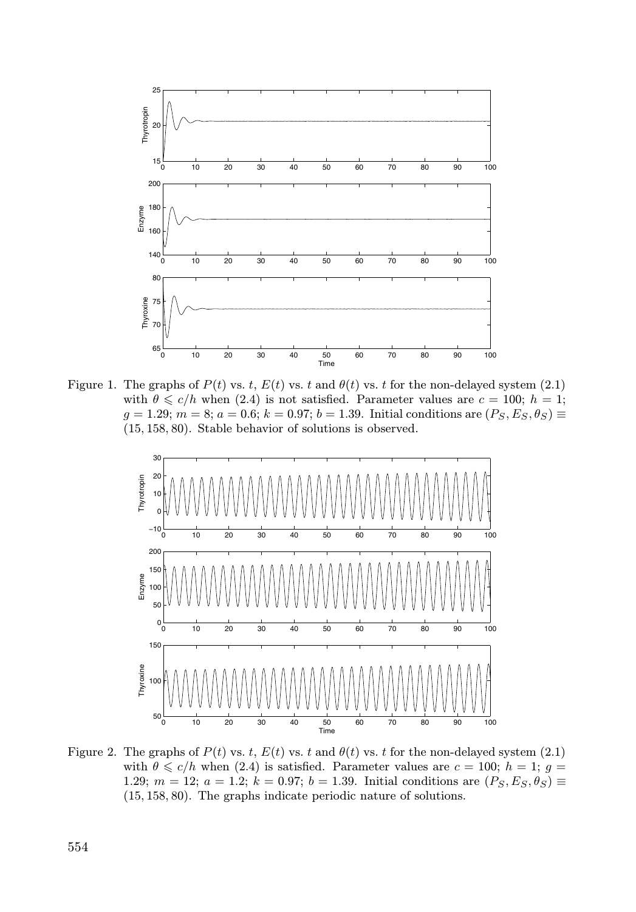Figure 1. The graphs of $P(t)$ vs. $t$, $E(t)$ vs. $t$ and $\theta(t)$ vs. $t$ for the non-delayed system (2.1) with $\theta \leqslant c/h$ when (2.4) is not satisfied. Parameter values are $c = 100$; $h = 1$; $g = 1.29$; $m = 8$; $a = 0.6$; $k = 0.97$; $b = 1.39$. Initial conditions are $(P_S, E_S, \theta_S) \equiv (15, 158, 80)$. Stable behavior of solutions is observed.

Figure 2. The graphs of $P(t)$ vs. $t$, $E(t)$ vs. $t$ and $\theta(t)$ vs. $t$ for the non-delayed system (2.1) with $\theta \leqslant c/h$ when (2.4) is satisfied. Parameter values are $c = 100$; $h = 1$; $g = 1.29$; $m = 12$; $a = 1.2$; $k = 0.97$; $b = 1.39$. Initial conditions are $(P_S, E_S, \theta_S) \equiv (15, 158, 80)$. The graphs indicate periodic nature of solutions.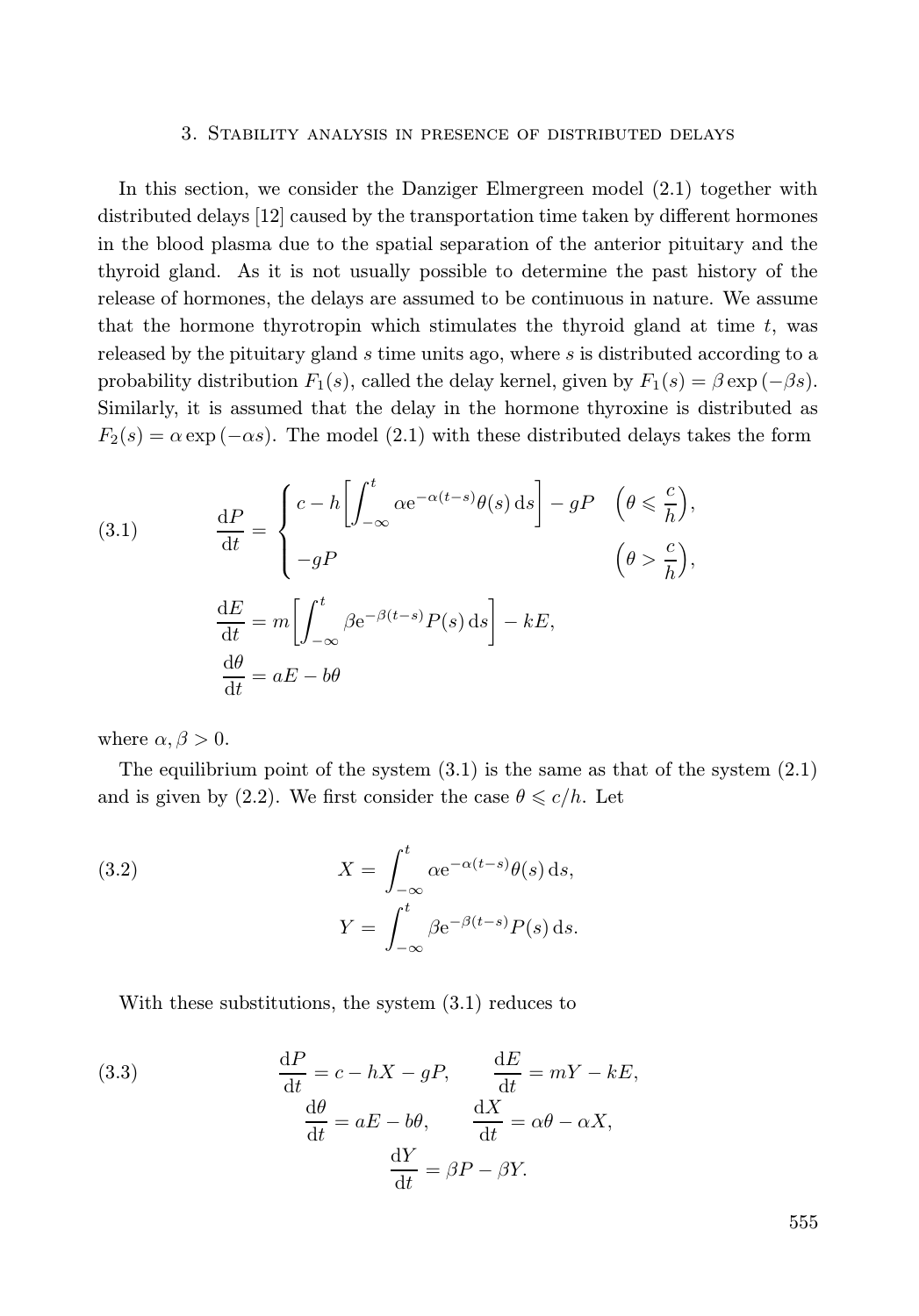## 3. Stability analysis in presence of distributed delays

In this section, we consider the Danziger Elmergreen model (2.1) together with distributed delays [12] caused by the transportation time taken by different hormones in the blood plasma due to the spatial separation of the anterior pituitary and the thyroid gland. As it is not usually possible to determine the past history of the release of hormones, the delays are assumed to be continuous in nature. We assume that the hormone thyrotropin which stimulates the thyroid gland at time $t$, was released by the pituitary gland $s$ time units ago, where $s$ is distributed according to a probability distribution $F_1(s)$, called the delay kernel, given by $F_1(s) = \beta \exp(-\beta s)$. Similarly, it is assumed that the delay in the hormone thyroxine is distributed as $F_2(s) = \alpha \exp(-\alpha s)$. The model (2.1) with these distributed delays takes the form

$$
\begin{aligned}
\frac{\mathrm{d}P}{\mathrm{d}t} &= \begin{cases} c - h\left[\displaystyle\int_{-\infty}^{t} \alpha \mathrm{e}^{-\alpha(t-s)}\theta(s)\,\mathrm{d}s\right] - gP & \left(\theta \leqslant \dfrac{c}{h}\right), \\ -gP & \left(\theta > \dfrac{c}{h}\right), \end{cases} \\
\frac{\mathrm{d}E}{\mathrm{d}t} &= m\left[\int_{-\infty}^{t} \beta \mathrm{e}^{-\beta(t-s)} P(s)\,\mathrm{d}s\right] - kE, \\
\frac{\mathrm{d}\theta}{\mathrm{d}t} &= aE - b\theta
\end{aligned}
\tag{3.1}
$$

where $\alpha, \beta > 0$.

The equilibrium point of the system (3.1) is the same as that of the system (2.1) and is given by (2.2). We first consider the case $\theta \leqslant c/h$. Let

$$
\begin{aligned}
X &= \int_{-\infty}^{t} \alpha \mathrm{e}^{-\alpha(t-s)}\theta(s)\,\mathrm{d}s, \\
Y &= \int_{-\infty}^{t} \beta \mathrm{e}^{-\beta(t-s)} P(s)\,\mathrm{d}s.
\end{aligned}
\tag{3.2}
$$

With these substitutions, the system (3.1) reduces to

$$
\begin{gathered}
\frac{\mathrm{d}P}{\mathrm{d}t} = c - hX - gP, \qquad \frac{\mathrm{d}E}{\mathrm{d}t} = mY - kE, \\
\frac{\mathrm{d}\theta}{\mathrm{d}t} = aE - b\theta, \qquad \frac{\mathrm{d}X}{\mathrm{d}t} = \alpha\theta - \alpha X, \\
\frac{\mathrm{d}Y}{\mathrm{d}t} = \beta P - \beta Y.
\end{gathered}
\tag{3.3}
$$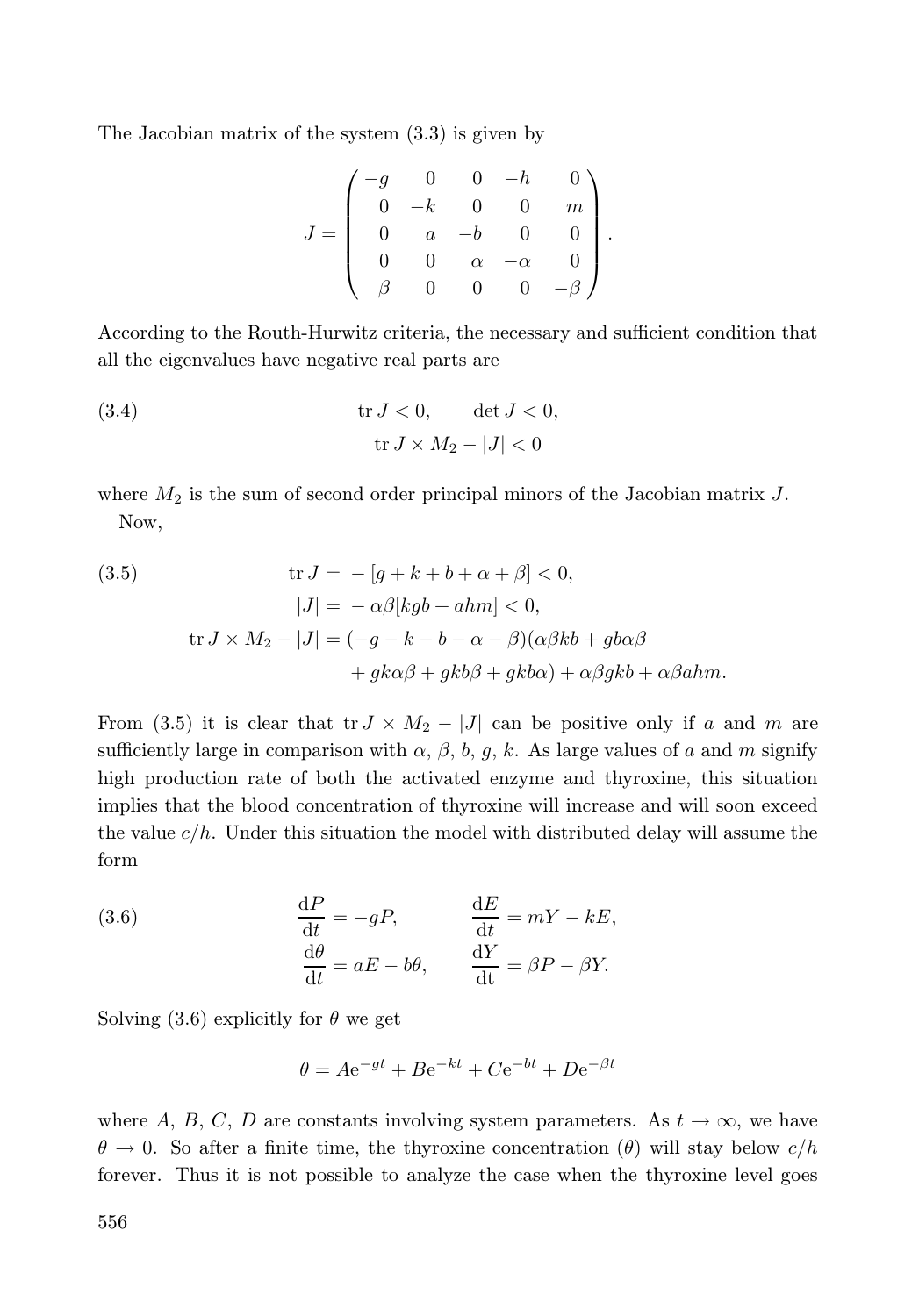The Jacobian matrix of the system (3.3) is given by

$$J = \begin{pmatrix} -g & 0 & 0 & -h & 0 \\ 0 & -k & 0 & 0 & m \\ 0 & a & -b & 0 & 0 \\ 0 & 0 & \alpha & -\alpha & 0 \\ \beta & 0 & 0 & 0 & -\beta \end{pmatrix}.$$

According to the Routh-Hurwitz criteria, the necessary and sufficient condition that all the eigenvalues have negative real parts are

$$\begin{aligned} &\operatorname{tr} J < 0, \qquad \det J < 0, \\ &\operatorname{tr} J \times M_2 - |J| < 0 \end{aligned} \tag{3.4}$$

where $M_2$ is the sum of second order principal minors of the Jacobian matrix $J$.

Now,

$$\begin{aligned} \operatorname{tr} J &= -[g + k + b + \alpha + \beta] < 0, \\ |J| &= -\alpha\beta[kgb + ahm] < 0, \\ \operatorname{tr} J \times M_2 - |J| &= (-g - k - b - \alpha - \beta)(\alpha\beta kb + gb\alpha\beta \\ &\quad + gk\alpha\beta + gkb\beta + gkb\alpha) + \alpha\beta gkb + \alpha\beta ahm. \end{aligned} \tag{3.5}$$

From (3.5) it is clear that $\operatorname{tr} J \times M_2 - |J|$ can be positive only if $a$ and $m$ are sufficiently large in comparison with $\alpha$, $\beta$, $b$, $g$, $k$. As large values of $a$ and $m$ signify high production rate of both the activated enzyme and thyroxine, this situation implies that the blood concentration of thyroxine will increase and will soon exceed the value $c/h$. Under this situation the model with distributed delay will assume the form

$$\begin{aligned} \frac{\mathrm{d}P}{\mathrm{d}t} &= -gP, \qquad & \frac{\mathrm{d}E}{\mathrm{d}t} &= mY - kE, \\ \frac{\mathrm{d}\theta}{\mathrm{d}t} &= aE - b\theta, \qquad & \frac{\mathrm{d}Y}{\mathrm{d}t} &= \beta P - \beta Y. \end{aligned} \tag{3.6}$$

Solving (3.6) explicitly for $\theta$ we get

$$\theta = A\mathrm{e}^{-gt} + B\mathrm{e}^{-kt} + C\mathrm{e}^{-bt} + D\mathrm{e}^{-\beta t}$$

where $A$, $B$, $C$, $D$ are constants involving system parameters. As $t \to \infty$, we have $\theta \to 0$. So after a finite time, the thyroxine concentration ($\theta$) will stay below $c/h$ forever. Thus it is not possible to analyze the case when the thyroxine level goes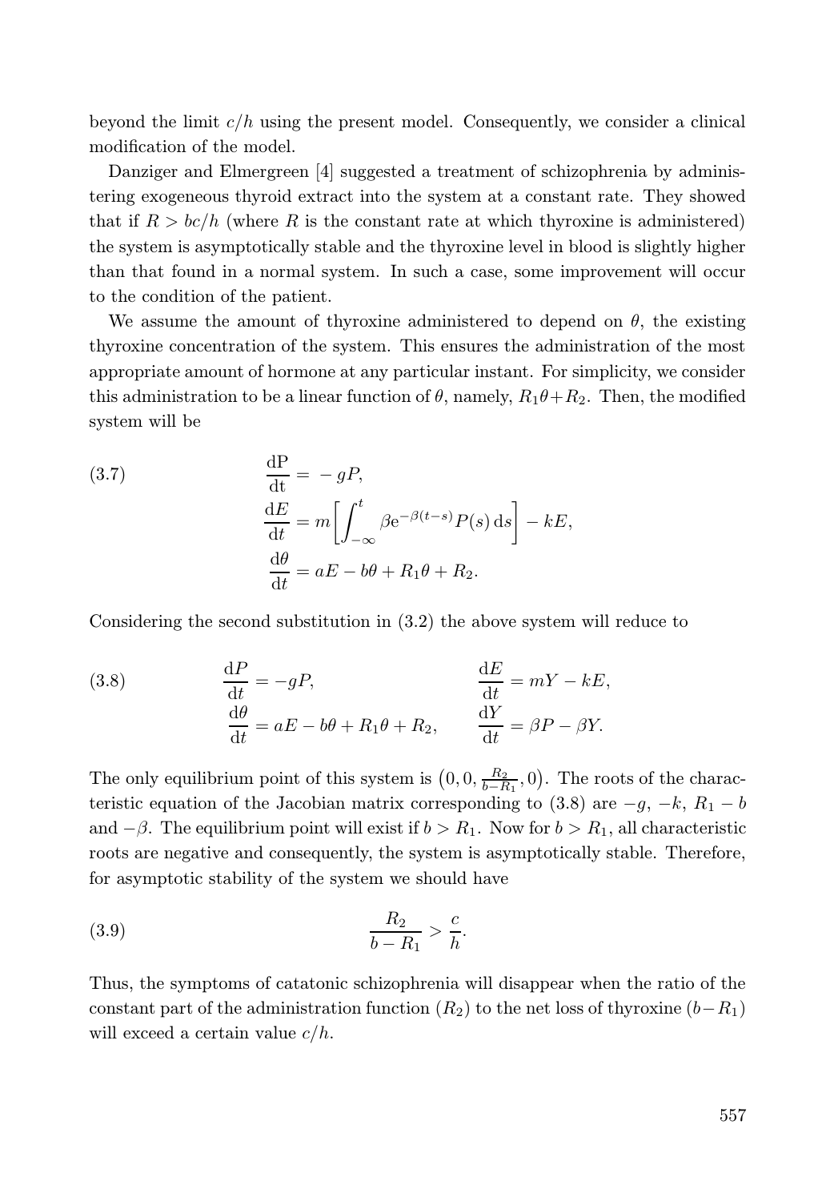beyond the limit $c/h$ using the present model. Consequently, we consider a clinical modification of the model.

Danziger and Elmergreen [4] suggested a treatment of schizophrenia by administering exogeneous thyroid extract into the system at a constant rate. They showed that if $R > bc/h$ (where $R$ is the constant rate at which thyroxine is administered) the system is asymptotically stable and the thyroxine level in blood is slightly higher than that found in a normal system. In such a case, some improvement will occur to the condition of the patient.

We assume the amount of thyroxine administered to depend on $\theta$, the existing thyroxine concentration of the system. This ensures the administration of the most appropriate amount of hormone at any particular instant. For simplicity, we consider this administration to be a linear function of $\theta$, namely, $R_1\theta + R_2$. Then, the modified system will be

$$
\begin{aligned}
\frac{\mathrm{dP}}{\mathrm{dt}} &= -gP, \\
\frac{\mathrm{d}E}{\mathrm{d}t} &= m\left[\int_{-\infty}^{t} \beta \mathrm{e}^{-\beta(t-s)} P(s)\,\mathrm{d}s\right] - kE, \\
\frac{\mathrm{d}\theta}{\mathrm{d}t} &= aE - b\theta + R_1\theta + R_2.
\end{aligned}
\tag{3.7}
$$

Considering the second substitution in (3.2) the above system will reduce to

$$
\begin{aligned}
\frac{\mathrm{d}P}{\mathrm{d}t} &= -gP, & \frac{\mathrm{d}E}{\mathrm{d}t} &= mY - kE, \\
\frac{\mathrm{d}\theta}{\mathrm{d}t} &= aE - b\theta + R_1\theta + R_2, & \frac{\mathrm{d}Y}{\mathrm{d}t} &= \beta P - \beta Y.
\end{aligned}
\tag{3.8}
$$

The only equilibrium point of this system is $\left(0, 0, \frac{R_2}{b-R_1}, 0\right)$. The roots of the characteristic equation of the Jacobian matrix corresponding to (3.8) are $-g$, $-k$, $R_1 - b$ and $-\beta$. The equilibrium point will exist if $b > R_1$. Now for $b > R_1$, all characteristic roots are negative and consequently, the system is asymptotically stable. Therefore, for asymptotic stability of the system we should have

$$
\frac{R_2}{b - R_1} > \frac{c}{h}.
\tag{3.9}
$$

Thus, the symptoms of catatonic schizophrenia will disappear when the ratio of the constant part of the administration function ($R_2$) to the net loss of thyroxine ($b - R_1$) will exceed a certain value $c/h$.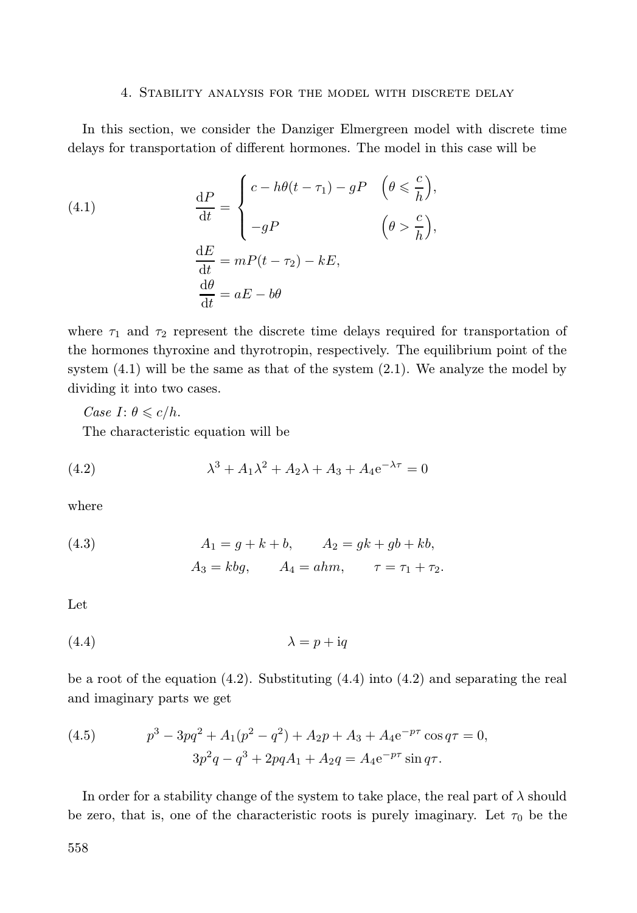## 4. Stability analysis for the model with discrete delay

In this section, we consider the Danziger Elmergreen model with discrete time delays for transportation of different hormones. The model in this case will be

$$
\begin{aligned}
\frac{\mathrm{d}P}{\mathrm{d}t} &= \begin{cases} c - h\theta(t-\tau_1) - gP & \left(\theta \leqslant \dfrac{c}{h}\right), \\[2mm] -gP & \left(\theta > \dfrac{c}{h}\right), \end{cases} \\
\frac{\mathrm{d}E}{\mathrm{d}t} &= mP(t-\tau_2) - kE, \\
\frac{\mathrm{d}\theta}{\mathrm{d}t} &= aE - b\theta
\end{aligned} \tag{4.1}
$$

where $\tau_1$ and $\tau_2$ represent the discrete time delays required for transportation of the hormones thyroxine and thyrotropin, respectively. The equilibrium point of the system (4.1) will be the same as that of the system (2.1). We analyze the model by dividing it into two cases.

*Case I*: $\theta \leqslant c/h$.

The characteristic equation will be

$$
\lambda^3 + A_1\lambda^2 + A_2\lambda + A_3 + A_4\mathrm{e}^{-\lambda\tau} = 0 \tag{4.2}
$$

where

$$
\begin{aligned}
A_1 &= g + k + b, \qquad A_2 = gk + gb + kb, \\
A_3 &= kbg, \qquad A_4 = ahm, \qquad \tau = \tau_1 + \tau_2.
\end{aligned} \tag{4.3}
$$

Let

$$
\lambda = p + \mathrm{i}q \tag{4.4}
$$

be a root of the equation (4.2). Substituting (4.4) into (4.2) and separating the real and imaginary parts we get

$$
\begin{aligned}
p^3 - 3pq^2 + A_1(p^2 - q^2) + A_2p + A_3 + A_4\mathrm{e}^{-p\tau}\cos q\tau &= 0, \\
3p^2q - q^3 + 2pqA_1 + A_2q &= A_4\mathrm{e}^{-p\tau}\sin q\tau.
\end{aligned} \tag{4.5}
$$

In order for a stability change of the system to take place, the real part of $\lambda$ should be zero, that is, one of the characteristic roots is purely imaginary. Let $\tau_0$ be the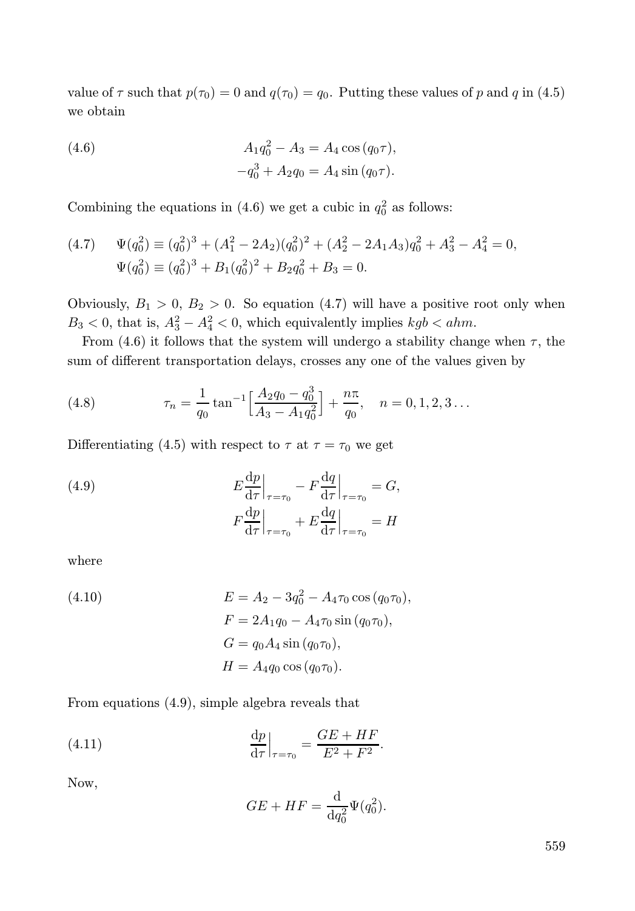value of $\tau$ such that $p(\tau_0) = 0$ and $q(\tau_0) = q_0$. Putting these values of $p$ and $q$ in (4.5) we obtain

$$
\begin{aligned}
A_1 q_0^2 - A_3 &= A_4 \cos(q_0 \tau), \\
-q_0^3 + A_2 q_0 &= A_4 \sin(q_0 \tau).
\end{aligned} \tag{4.6}
$$

Combining the equations in (4.6) we get a cubic in $q_0^2$ as follows:

$$
\begin{aligned}
\Psi(q_0^2) &\equiv (q_0^2)^3 + (A_1^2 - 2A_2)(q_0^2)^2 + (A_2^2 - 2A_1A_3)q_0^2 + A_3^2 - A_4^2 = 0, \\
\Psi(q_0^2) &\equiv (q_0^2)^3 + B_1(q_0^2)^2 + B_2 q_0^2 + B_3 = 0.
\end{aligned} \tag{4.7}
$$

Obviously, $B_1 > 0$, $B_2 > 0$. So equation (4.7) will have a positive root only when $B_3 < 0$, that is, $A_3^2 - A_4^2 < 0$, which equivalently implies $kgb < ahm$.

From (4.6) it follows that the system will undergo a stability change when $\tau$, the sum of different transportation delays, crosses any one of the values given by

$$
\tau_n = \frac{1}{q_0} \tan^{-1}\Big[\frac{A_2 q_0 - q_0^3}{A_3 - A_1 q_0^2}\Big] + \frac{n\pi}{q_0}, \quad n = 0, 1, 2, 3 \ldots \tag{4.8}
$$

Differentiating (4.5) with respect to $\tau$ at $\tau = \tau_0$ we get

$$
\begin{aligned}
E \frac{\mathrm{d}p}{\mathrm{d}\tau}\Big|_{\tau=\tau_0} - F \frac{\mathrm{d}q}{\mathrm{d}\tau}\Big|_{\tau=\tau_0} &= G, \\
F \frac{\mathrm{d}p}{\mathrm{d}\tau}\Big|_{\tau=\tau_0} + E \frac{\mathrm{d}q}{\mathrm{d}\tau}\Big|_{\tau=\tau_0} &= H
\end{aligned} \tag{4.9}
$$

where

$$
\begin{aligned}
E &= A_2 - 3q_0^2 - A_4 \tau_0 \cos(q_0 \tau_0), \\
F &= 2A_1 q_0 - A_4 \tau_0 \sin(q_0 \tau_0), \\
G &= q_0 A_4 \sin(q_0 \tau_0), \\
H &= A_4 q_0 \cos(q_0 \tau_0).
\end{aligned} \tag{4.10}
$$

From equations (4.9), simple algebra reveals that

$$
\frac{\mathrm{d}p}{\mathrm{d}\tau}\Big|_{\tau=\tau_0} = \frac{GE + HF}{E^2 + F^2}. \tag{4.11}
$$

Now,

$$
GE + HF = \frac{\mathrm{d}}{\mathrm{d}q_0^2} \Psi(q_0^2).
$$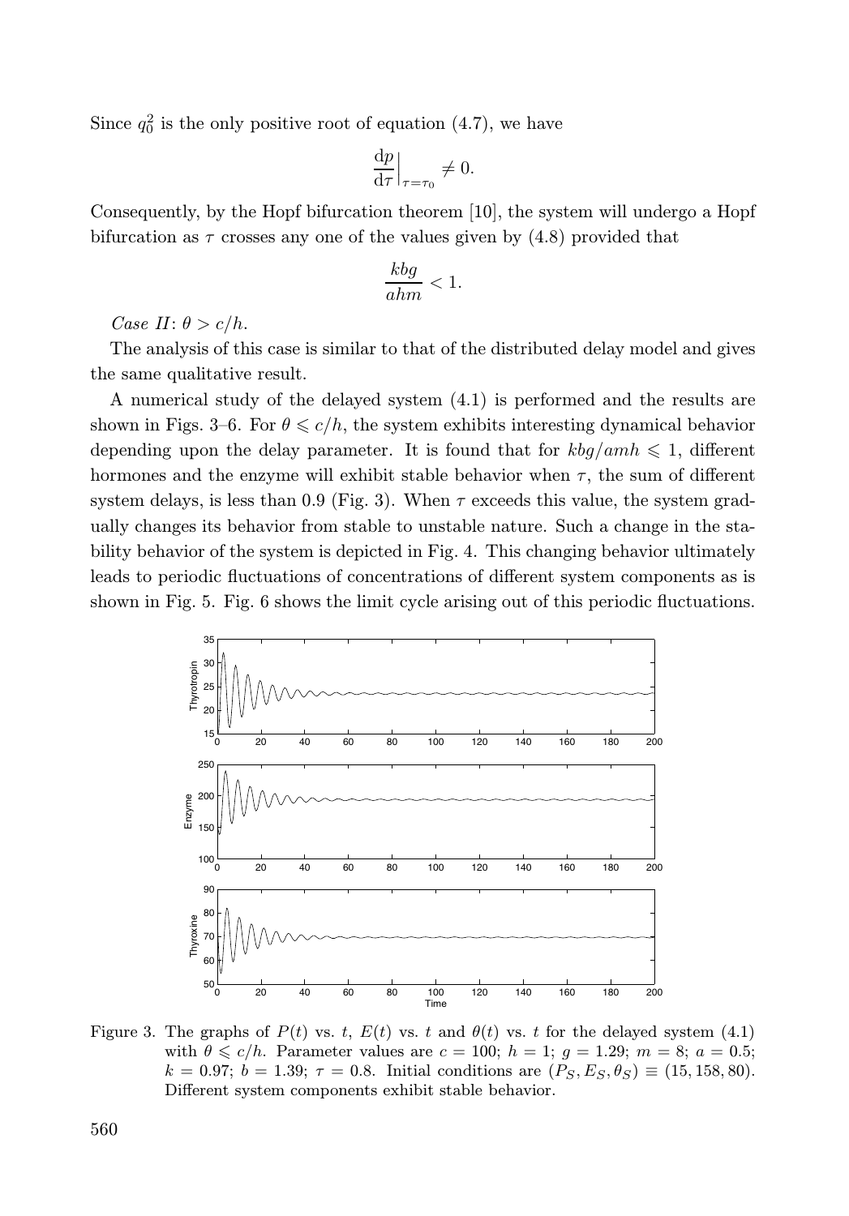Since $q_0^2$ is the only positive root of equation (4.7), we have

$$\frac{\mathrm{d}p}{\mathrm{d}\tau}\Big|_{\tau=\tau_0} \neq 0.$$

Consequently, by the Hopf bifurcation theorem [10], the system will undergo a Hopf bifurcation as $\tau$ crosses any one of the values given by (4.8) provided that

$$\frac{kbg}{ahm} < 1.$$

*Case II*: $\theta > c/h$.

The analysis of this case is similar to that of the distributed delay model and gives the same qualitative result.

A numerical study of the delayed system (4.1) is performed and the results are shown in Figs. 3–6. For $\theta \leqslant c/h$, the system exhibits interesting dynamical behavior depending upon the delay parameter. It is found that for $kbg/amh \leqslant 1$, different hormones and the enzyme will exhibit stable behavior when $\tau$, the sum of different system delays, is less than 0.9 (Fig. 3). When $\tau$ exceeds this value, the system gradually changes its behavior from stable to unstable nature. Such a change in the stability behavior of the system is depicted in Fig. 4. This changing behavior ultimately leads to periodic fluctuations of concentrations of different system components as is shown in Fig. 5. Fig. 6 shows the limit cycle arising out of this periodic fluctuations.

Figure 3. The graphs of $P(t)$ vs. $t$, $E(t)$ vs. $t$ and $\theta(t)$ vs. $t$ for the delayed system (4.1) with $\theta \leqslant c/h$. Parameter values are $c = 100$; $h = 1$; $g = 1.29$; $m = 8$; $a = 0.5$; $k = 0.97$; $b = 1.39$; $\tau = 0.8$. Initial conditions are $(P_S, E_S, \theta_S) \equiv (15, 158, 80)$. Different system components exhibit stable behavior.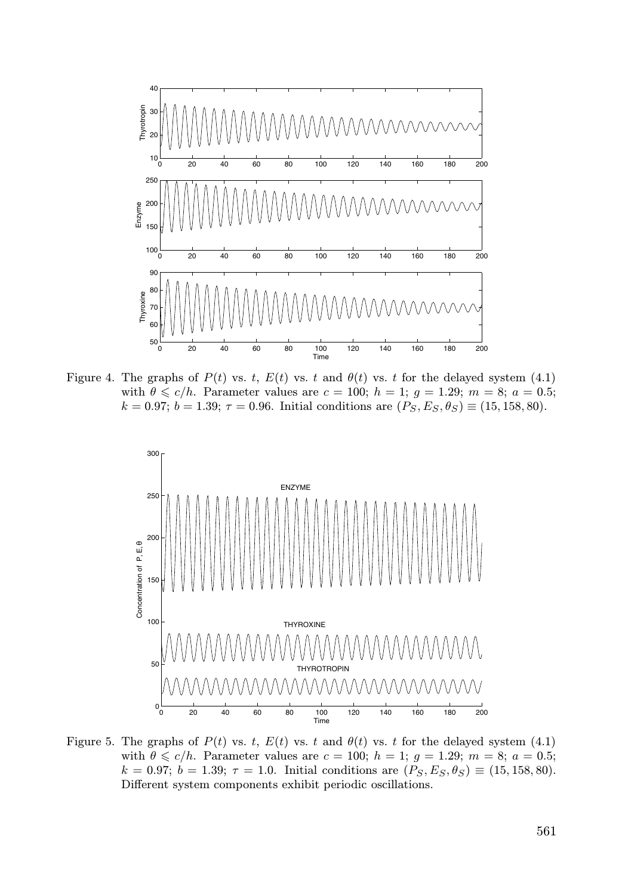Figure 4. The graphs of $P(t)$ vs. $t$, $E(t)$ vs. $t$ and $\theta(t)$ vs. $t$ for the delayed system (4.1) with $\theta \leqslant c/h$. Parameter values are $c = 100$; $h = 1$; $g = 1.29$; $m = 8$; $a = 0.5$; $k = 0.97$; $b = 1.39$; $\tau = 0.96$. Initial conditions are $(P_S, E_S, \theta_S) \equiv (15, 158, 80)$.

Figure 5. The graphs of $P(t)$ vs. $t$, $E(t)$ vs. $t$ and $\theta(t)$ vs. $t$ for the delayed system (4.1) with $\theta \leqslant c/h$. Parameter values are $c = 100$; $h = 1$; $g = 1.29$; $m = 8$; $a = 0.5$; $k = 0.97$; $b = 1.39$; $\tau = 1.0$. Initial conditions are $(P_S, E_S, \theta_S) \equiv (15, 158, 80)$. Different system components exhibit periodic oscillations.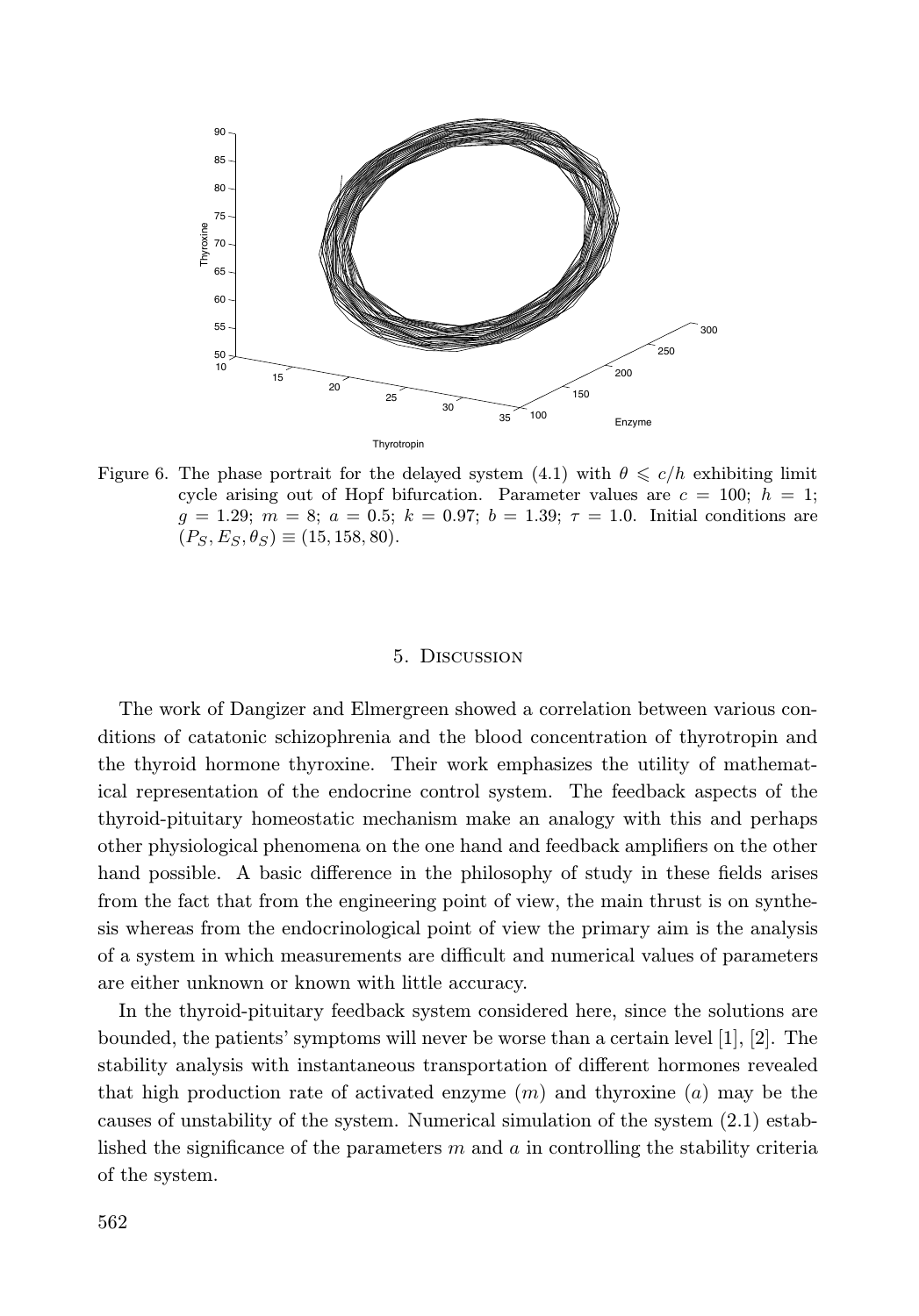Figure 6. The phase portrait for the delayed system (4.1) with $\theta \leqslant c/h$ exhibiting limit cycle arising out of Hopf bifurcation. Parameter values are $c = 100$; $h = 1$; $g = 1.29$; $m = 8$; $a = 0.5$; $k = 0.97$; $b = 1.39$; $\tau = 1.0$. Initial conditions are $(P_S, E_S, \theta_S) \equiv (15, 158, 80)$.

## 5. Discussion

The work of Dangizer and Elmergreen showed a correlation between various conditions of catatonic schizophrenia and the blood concentration of thyrotropin and the thyroid hormone thyroxine. Their work emphasizes the utility of mathematical representation of the endocrine control system. The feedback aspects of the thyroid-pituitary homeostatic mechanism make an analogy with this and perhaps other physiological phenomena on the one hand and feedback amplifiers on the other hand possible. A basic difference in the philosophy of study in these fields arises from the fact that from the engineering point of view, the main thrust is on synthesis whereas from the endocrinological point of view the primary aim is the analysis of a system in which measurements are difficult and numerical values of parameters are either unknown or known with little accuracy.

In the thyroid-pituitary feedback system considered here, since the solutions are bounded, the patients' symptoms will never be worse than a certain level [1], [2]. The stability analysis with instantaneous transportation of different hormones revealed that high production rate of activated enzyme ($m$) and thyroxine ($a$) may be the causes of unstability of the system. Numerical simulation of the system (2.1) established the significance of the parameters $m$ and $a$ in controlling the stability criteria of the system.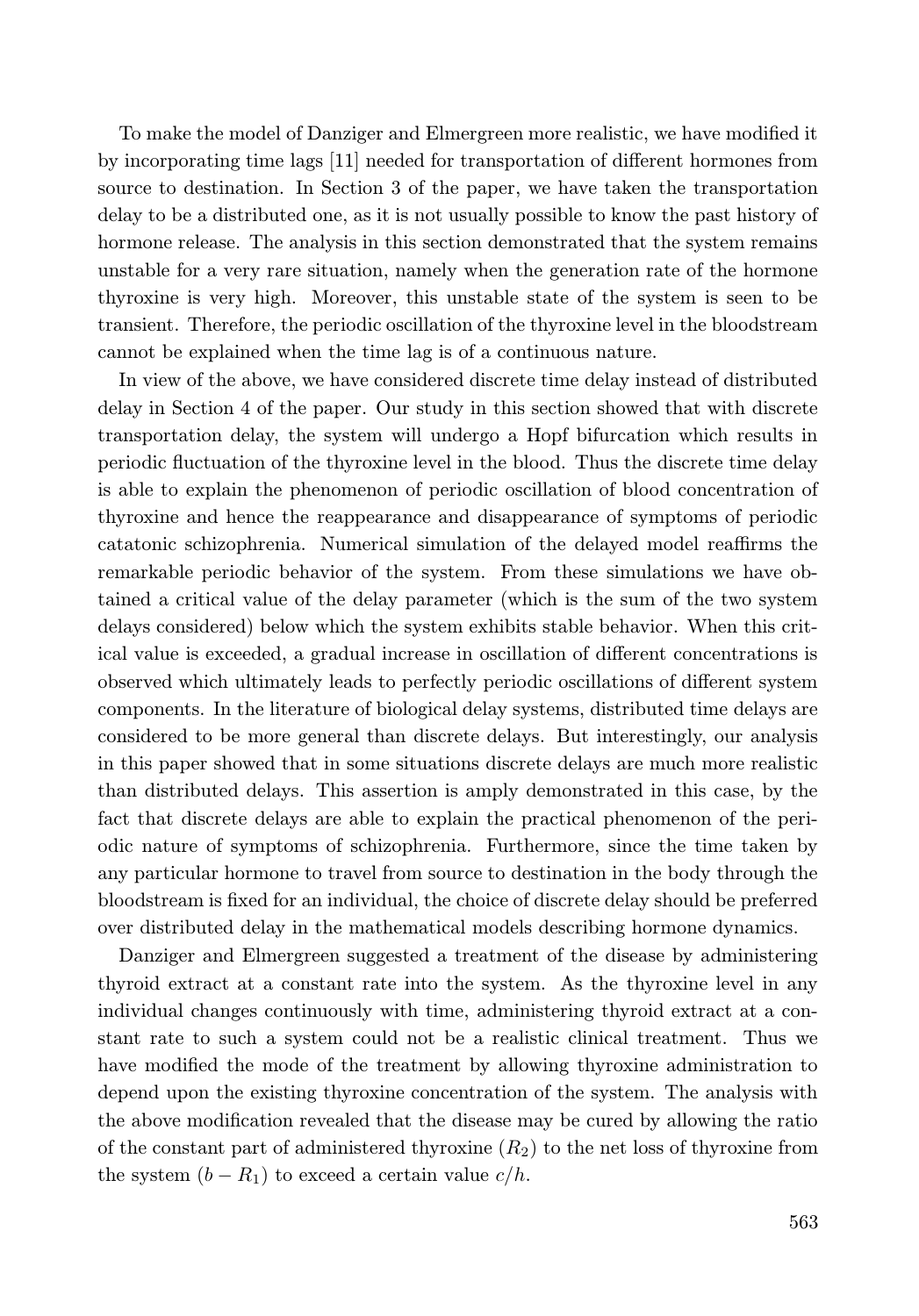To make the model of Danziger and Elmergreen more realistic, we have modified it by incorporating time lags [11] needed for transportation of different hormones from source to destination. In Section 3 of the paper, we have taken the transportation delay to be a distributed one, as it is not usually possible to know the past history of hormone release. The analysis in this section demonstrated that the system remains unstable for a very rare situation, namely when the generation rate of the hormone thyroxine is very high. Moreover, this unstable state of the system is seen to be transient. Therefore, the periodic oscillation of the thyroxine level in the bloodstream cannot be explained when the time lag is of a continuous nature.

In view of the above, we have considered discrete time delay instead of distributed delay in Section 4 of the paper. Our study in this section showed that with discrete transportation delay, the system will undergo a Hopf bifurcation which results in periodic fluctuation of the thyroxine level in the blood. Thus the discrete time delay is able to explain the phenomenon of periodic oscillation of blood concentration of thyroxine and hence the reappearance and disappearance of symptoms of periodic catatonic schizophrenia. Numerical simulation of the delayed model reaffirms the remarkable periodic behavior of the system. From these simulations we have obtained a critical value of the delay parameter (which is the sum of the two system delays considered) below which the system exhibits stable behavior. When this critical value is exceeded, a gradual increase in oscillation of different concentrations is observed which ultimately leads to perfectly periodic oscillations of different system components. In the literature of biological delay systems, distributed time delays are considered to be more general than discrete delays. But interestingly, our analysis in this paper showed that in some situations discrete delays are much more realistic than distributed delays. This assertion is amply demonstrated in this case, by the fact that discrete delays are able to explain the practical phenomenon of the periodic nature of symptoms of schizophrenia. Furthermore, since the time taken by any particular hormone to travel from source to destination in the body through the bloodstream is fixed for an individual, the choice of discrete delay should be preferred over distributed delay in the mathematical models describing hormone dynamics.

Danziger and Elmergreen suggested a treatment of the disease by administering thyroid extract at a constant rate into the system. As the thyroxine level in any individual changes continuously with time, administering thyroid extract at a constant rate to such a system could not be a realistic clinical treatment. Thus we have modified the mode of the treatment by allowing thyroxine administration to depend upon the existing thyroxine concentration of the system. The analysis with the above modification revealed that the disease may be cured by allowing the ratio of the constant part of administered thyroxine ($R_2$) to the net loss of thyroxine from the system ($b - R_1$) to exceed a certain value $c/h$.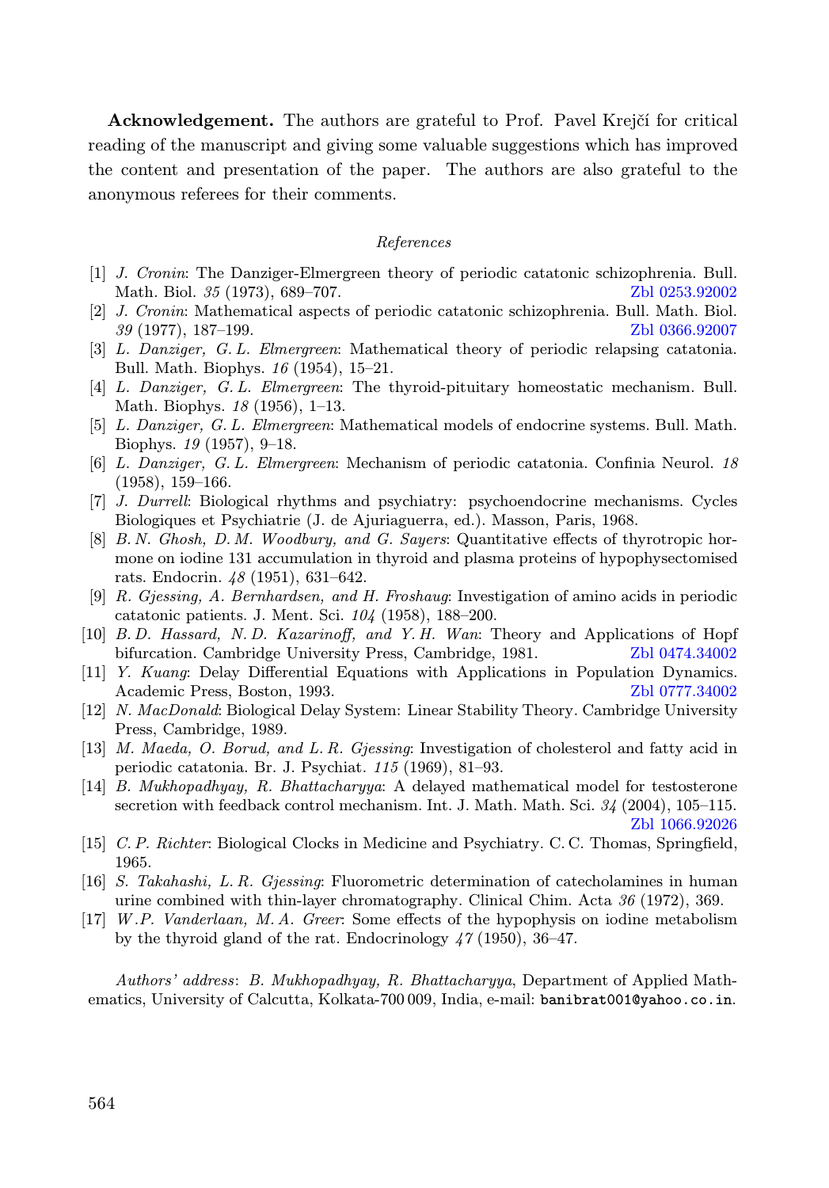**Acknowledgement.** The authors are grateful to Prof. Pavel Krejčí for critical reading of the manuscript and giving some valuable suggestions which has improved the content and presentation of the paper. The authors are also grateful to the anonymous referees for their comments.

## *References*

[1] *J. Cronin*: The Danziger-Elmergreen theory of periodic catatonic schizophrenia. Bull. Math. Biol. *35* (1973), 689–707. Zbl 0253.92002

[2] *J. Cronin*: Mathematical aspects of periodic catatonic schizophrenia. Bull. Math. Biol. *39* (1977), 187–199. Zbl 0366.92007

[3] *L. Danziger, G. L. Elmergreen*: Mathematical theory of periodic relapsing catatonia. Bull. Math. Biophys. *16* (1954), 15–21.

[4] *L. Danziger, G. L. Elmergreen*: The thyroid-pituitary homeostatic mechanism. Bull. Math. Biophys. *18* (1956), 1–13.

[5] *L. Danziger, G. L. Elmergreen*: Mathematical models of endocrine systems. Bull. Math. Biophys. *19* (1957), 9–18.

[6] *L. Danziger, G. L. Elmergreen*: Mechanism of periodic catatonia. Confinia Neurol. *18* (1958), 159–166.

[7] *J. Durrell*: Biological rhythms and psychiatry: psychoendocrine mechanisms. Cycles Biologiques et Psychiatrie (J. de Ajuriaguerra, ed.). Masson, Paris, 1968.

[8] *B. N. Ghosh, D. M. Woodbury, and G. Sayers*: Quantitative effects of thyrotropic hormone on iodine 131 accumulation in thyroid and plasma proteins of hypophysectomised rats. Endocrin. *48* (1951), 631–642.

[9] *R. Gjessing, A. Bernhardsen, and H. Froshaug*: Investigation of amino acids in periodic catatonic patients. J. Ment. Sci. *104* (1958), 188–200.

[10] *B. D. Hassard, N. D. Kazarinoff, and Y. H. Wan*: Theory and Applications of Hopf bifurcation. Cambridge University Press, Cambridge, 1981. Zbl 0474.34002

[11] *Y. Kuang*: Delay Differential Equations with Applications in Population Dynamics. Academic Press, Boston, 1993. Zbl 0777.34002

[12] *N. MacDonald*: Biological Delay System: Linear Stability Theory. Cambridge University Press, Cambridge, 1989.

[13] *M. Maeda, O. Borud, and L. R. Gjessing*: Investigation of cholesterol and fatty acid in periodic catatonia. Br. J. Psychiat. *115* (1969), 81–93.

[14] *B. Mukhopadhyay, R. Bhattacharyya*: A delayed mathematical model for testosterone secretion with feedback control mechanism. Int. J. Math. Math. Sci. *34* (2004), 105–115. Zbl 1066.92026

[15] *C. P. Richter*: Biological Clocks in Medicine and Psychiatry. C. C. Thomas, Springfield, 1965.

[16] *S. Takahashi, L. R. Gjessing*: Fluorometric determination of catecholamines in human urine combined with thin-layer chromatography. Clinical Chim. Acta *36* (1972), 369.

[17] *W. P. Vanderlaan, M. A. Greer*: Some effects of the hypophysis on iodine metabolism by the thyroid gland of the rat. Endocrinology *47* (1950), 36–47.

*Authors' address*: *B. Mukhopadhyay, R. Bhattacharyya*, Department of Applied Mathematics, University of Calcutta, Kolkata-700 009, India, e-mail: banibrat001@yahoo.co.in.